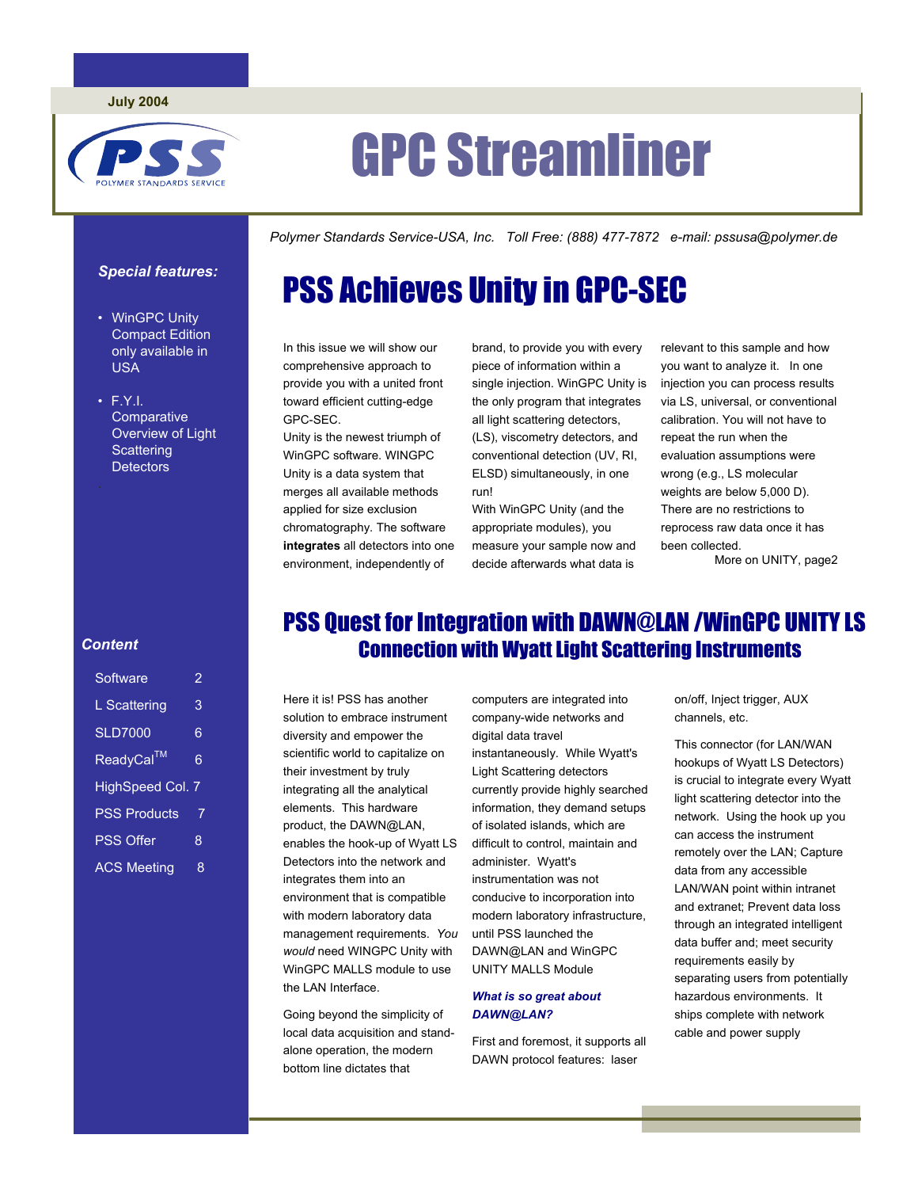July 2004

PSS POLYMER STANDARDS SERVICE

# GPC Streamliner

*Polymer Standards Service-USA, Inc. Toll Free: (888) 477-7872 e-mail: pssusa@polymer.de*

***Special features:***

- WinGPC Unity Compact Edition only available in USA
- F.Y.I. Comparative Overview of Light Scattering Detectors

***Content***

| | |
|---|---|
| Software | 2 |
| L Scattering | 3 |
| SLD7000 | 6 |
| ReadyCal$^{TM}$ | 6 |
| HighSpeed Col. | 7 |
| PSS Products | 7 |
| PSS Offer | 8 |
| ACS Meeting | 8 |

## PSS Achieves Unity in GPC-SEC

In this issue we will show our comprehensive approach to provide you with a united front toward efficient cutting-edge GPC-SEC.

Unity is the newest triumph of WinGPC software. WINGPC Unity is a data system that merges all available methods applied for size exclusion chromatography. The software **integrates** all detectors into one environment, independently of brand, to provide you with every piece of information within a single injection. WinGPC Unity is the only program that integrates all light scattering detectors, (LS), viscometry detectors, and conventional detection (UV, RI, ELSD) simultaneously, in one run!

With WinGPC Unity (and the appropriate modules), you measure your sample now and decide afterwards what data is relevant to this sample and how you want to analyze it. In one injection you can process results via LS, universal, or conventional calibration. You will not have to repeat the run when the evaluation assumptions were wrong (e.g., LS molecular weights are below 5,000 D). There are no restrictions to reprocess raw data once it has been collected.

More on UNITY, page2

## PSS Quest for Integration with DAWN@LAN /WinGPC UNITY LS

### Connection with Wyatt Light Scattering Instruments

Here it is! PSS has another solution to embrace instrument diversity and empower the scientific world to capitalize on their investment by truly integrating all the analytical elements. This hardware product, the DAWN@LAN, enables the hook-up of Wyatt LS Detectors into the network and integrates them into an environment that is compatible with modern laboratory data management requirements. *You would* need WINGPC Unity with WinGPC MALLS module to use the LAN Interface.

Going beyond the simplicity of local data acquisition and stand-alone operation, the modern bottom line dictates that computers are integrated into company-wide networks and digital data travel instantaneously. While Wyatt's Light Scattering detectors currently provide highly searched information, they demand setups of isolated islands, which are difficult to control, maintain and administer. Wyatt's instrumentation was not conducive to incorporation into modern laboratory infrastructure, until PSS launched the DAWN@LAN and WinGPC UNITY MALLS Module

***What is so great about DAWN@LAN?***

First and foremost, it supports all DAWN protocol features: laser on/off, Inject trigger, AUX channels, etc.

This connector (for LAN/WAN hookups of Wyatt LS Detectors) is crucial to integrate every Wyatt light scattering detector into the network. Using the hook up you can access the instrument remotely over the LAN; Capture data from any accessible LAN/WAN point within intranet and extranet; Prevent data loss through an integrated intelligent data buffer and; meet security requirements easily by separating users from potentially hazardous environments. It ships complete with network cable and power supply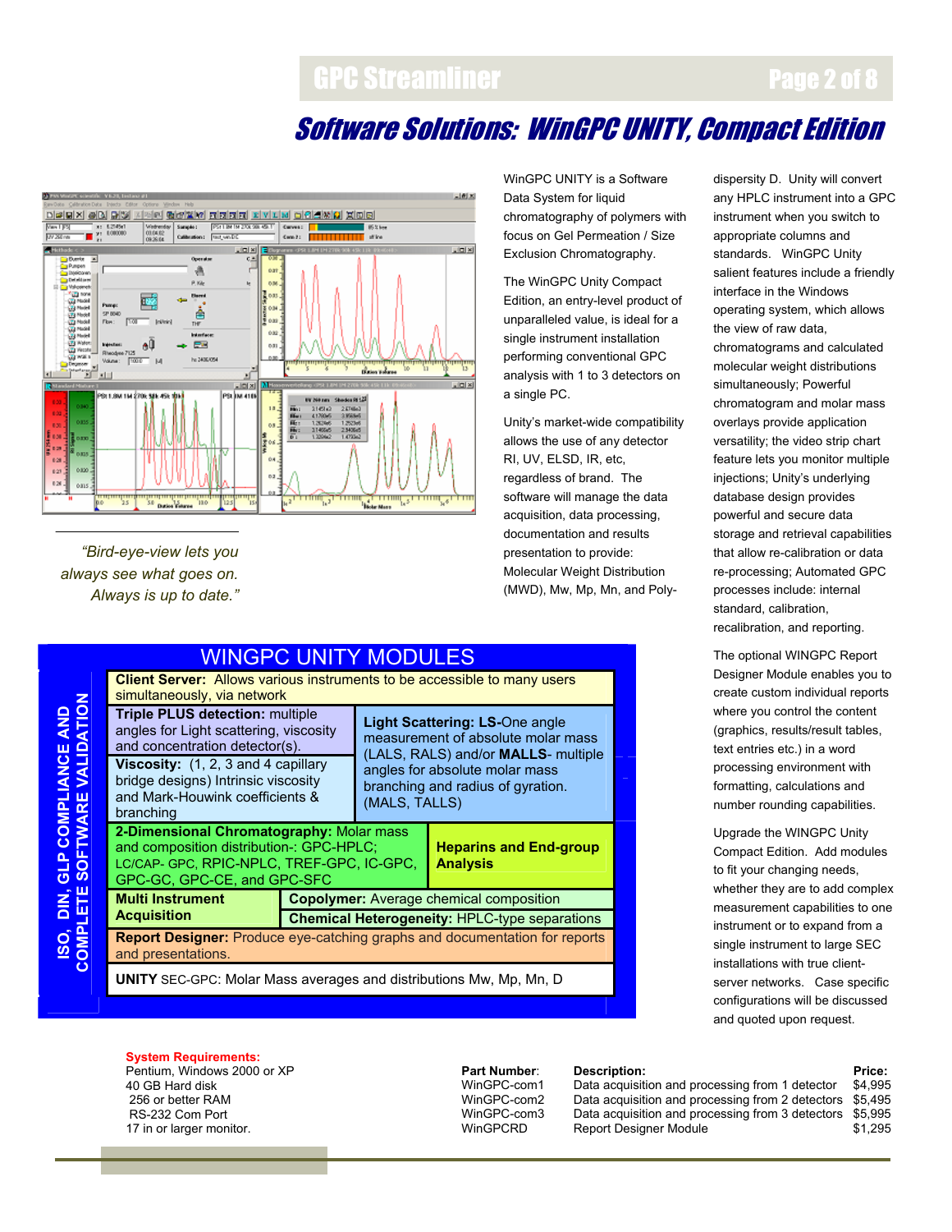# Software Solutions: WinGPC UNITY, Compact Edition

*"Bird-eye-view lets you always see what goes on. Always is up to date."*

WinGPC UNITY is a Software Data System for liquid chromatography of polymers with focus on Gel Permeation / Size Exclusion Chromatography.

The WinGPC Unity Compact Edition, an entry-level product of unparalleled value, is ideal for a single instrument installation performing conventional GPC analysis with 1 to 3 detectors on a single PC.

Unity's market-wide compatibility allows the use of any detector RI, UV, ELSD, IR, etc, regardless of brand. The software will manage the data acquisition, data processing, documentation and results presentation to provide: Molecular Weight Distribution (MWD), Mw, Mp, Mn, and Poly-dispersity D. Unity will convert any HPLC instrument into a GPC instrument when you switch to appropriate columns and standards. WinGPC Unity salient features include a friendly interface in the Windows operating system, which allows the view of raw data, chromatograms and calculated molecular weight distributions simultaneously; Powerful chromatogram and molar mass overlays provide application versatility; the video strip chart feature lets you monitor multiple injections; Unity's underlying database design provides powerful and secure data storage and retrieval capabilities that allow re-calibration or data re-processing; Automated GPC processes include: internal standard, calibration, recalibration, and reporting.

The optional WINGPC Report Designer Module enables you to create custom individual reports where you control the content (graphics, results/result tables, text entries etc.) in a word processing environment with formatting, calculations and number rounding capabilities.

Upgrade the WINGPC Unity Compact Edition. Add modules to fit your changing needs, whether they are to add complex measurement capabilities to one instrument or to expand from a single instrument to large SEC installations with true client-server networks. Case specific configurations will be discussed and quoted upon request.

## WINGPC UNITY MODULES

*ISO, DIN, GLP COMPLIANCE AND COMPLETE SOFTWARE VALIDATION*

- **Client Server:** Allows various instruments to be accessible to many users simultaneously, via network
- **Triple PLUS detection:** multiple angles for Light scattering, viscosity and concentration detector(s).
- **Viscosity:** (1, 2, 3 and 4 capillary bridge designs) Intrinsic viscosity and Mark-Houwink coefficients & branching
- **Light Scattering: LS-**One angle measurement of absolute molar mass (LALS, RALS) and/or **MALLS**- multiple angles for absolute molar mass branching and radius of gyration. (MALS, TALLS)
- **2-Dimensional Chromatography:** Molar mass and composition distribution-: GPC-HPLC; LC/CAP- GPC, RPIC-NPLC, TREF-GPC, IC-GPC, GPC-GC, GPC-CE, and GPC-SFC
- **Heparins and End-group Analysis**
- **Multi Instrument Acquisition**
- **Copolymer:** Average chemical composition
- **Chemical Heterogeneity:** HPLC-type separations
- **Report Designer:** Produce eye-catching graphs and documentation for reports and presentations.
- **UNITY** SEC-GPC: Molar Mass averages and distributions Mw, Mp, Mn, D

**System Requirements:**
Pentium, Windows 2000 or XP
40 GB Hard disk
256 or better RAM
RS-232 Com Port
17 in or larger monitor.

| Part Number: | Description: | Price: |
|---|---|---|
| WinGPC-com1 | Data acquisition and processing from 1 detector | $4,995 |
| WinGPC-com2 | Data acquisition and processing from 2 detectors | $5,495 |
| WinGPC-com3 | Data acquisition and processing from 3 detectors | $5,995 |
| WinGPCRD | Report Designer Module | $1,295 |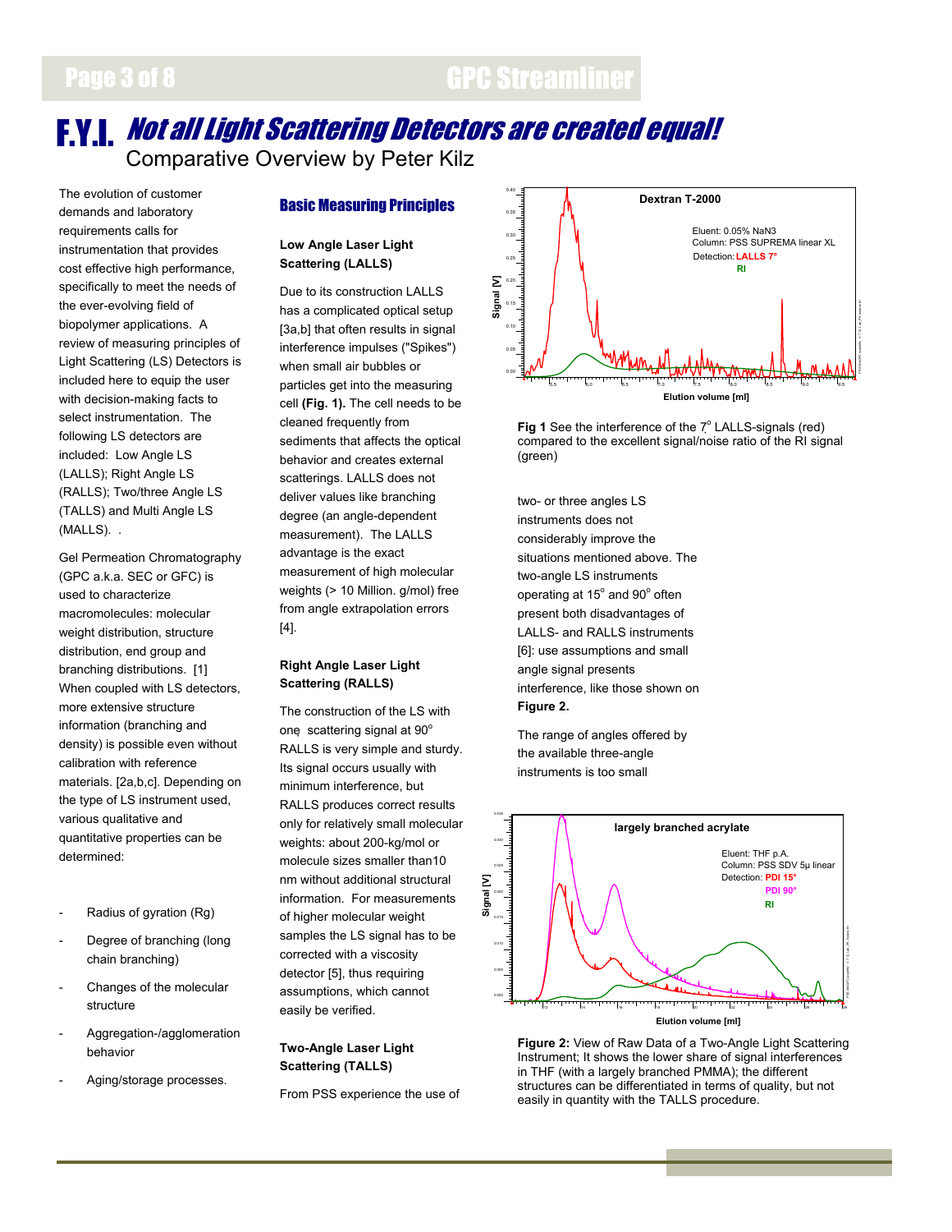# F.Y.I. *Not all Light Scattering Detectors are created equal!*

Comparative Overview by Peter Kilz

The evolution of customer demands and laboratory requirements calls for instrumentation that provides cost effective high performance, specifically to meet the needs of the ever-evolving field of biopolymer applications. A review of measuring principles of Light Scattering (LS) Detectors is included here to equip the user with decision-making facts to select instrumentation. The following LS detectors are included: Low Angle LS (LALLS); Right Angle LS (RALLS); Two/three Angle LS (TALLS) and Multi Angle LS (MALLS). .

Gel Permeation Chromatography (GPC a.k.a. SEC or GFC) is used to characterize macromolecules: molecular weight distribution, structure distribution, end group and branching distributions. [1] When coupled with LS detectors, more extensive structure information (branching and density) is possible even without calibration with reference materials. [2a,b,c]. Depending on the type of LS instrument used, various qualitative and quantitative properties can be determined:

- Radius of gyration (Rg)
- Degree of branching (long chain branching)
- Changes of the molecular structure
- Aggregation-/agglomeration behavior
- Aging/storage processes.

## Basic Measuring Principles

### Low Angle Laser Light Scattering (LALLS)

Due to its construction LALLS has a complicated optical setup [3a,b] that often results in signal interference impulses ("Spikes") when small air bubbles or particles get into the measuring cell **(Fig. 1).** The cell needs to be cleaned frequently from sediments that affects the optical behavior and creates external scatterings. LALLS does not deliver values like branching degree (an angle-dependent measurement). The LALLS advantage is the exact measurement of high molecular weights (> 10 Million. g/mol) free from angle extrapolation errors [4].

### Right Angle Laser Light Scattering (RALLS)

The construction of the LS with one scattering signal at 90° RALLS is very simple and sturdy. Its signal occurs usually with minimum interference, but RALLS produces correct results only for relatively small molecular weights: about 200-kg/mol or molecule sizes smaller than10 nm without additional structural information. For measurements of higher molecular weight samples the LS signal has to be corrected with a viscosity detector [5], thus requiring assumptions, which cannot easily be verified.

### Two-Angle Laser Light Scattering (TALLS)

From PSS experience the use of two- or three angles LS instruments does not considerably improve the situations mentioned above. The two-angle LS instruments operating at 15° and 90° often present both disadvantages of LALLS- and RALLS instruments [6]: use assumptions and small angle signal presents interference, like those shown on **Figure 2.**

The range of angles offered by the available three-angle instruments is too small

**Fig 1** See the interference of the 7° LALLS-signals (red) compared to the excellent signal/noise ratio of the RI signal (green)

**Figure 2:** View of Raw Data of a Two-Angle Light Scattering Instrument; It shows the lower share of signal interferences in THF (with a largely branched PMMA); the different structures can be differentiated in terms of quality, but not easily in quantity with the TALLS procedure.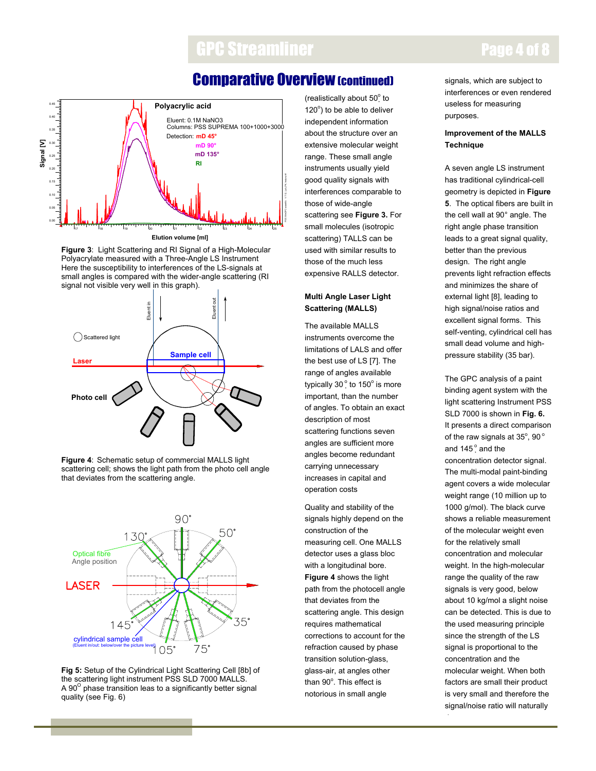## Comparative Overview (continued)

Figure 3: Light Scattering and RI Signal of a High-Molecular Polyacrylate measured with a Three-Angle LS Instrument Here the susceptibility to interferences of the LS-signals at small angles is compared with the wider-angle scattering (RI signal not visible very well in this graph).

**Figure 4**: Schematic setup of commercial MALLS light scattering cell; shows the light path from the photo cell angle that deviates from the scattering angle.

**Fig 5:** Setup of the Cylindrical Light Scattering Cell [8b] of the scattering light instrument PSS SLD 7000 MALLS. A 90° phase transition leas to a significantly better signal quality (see Fig. 6)

(realistically about 50° to 120°) to be able to deliver independent information about the structure over an extensive molecular weight range. These small angle instruments usually yield good quality signals with interferences comparable to those of wide-angle scattering see **Figure 3.** For small molecules (isotropic scattering) TALLS can be used with similar results to those of the much less expensive RALLS detector.

**Multi Angle Laser Light Scattering (MALLS)**

The available MALLS instruments overcome the limitations of LALS and offer the best use of LS [7]. The range of angles available typically 30° to 150° is more important, than the number of angles. To obtain an exact description of most scattering functions seven angles are sufficient more angles become redundant carrying unnecessary increases in capital and operation costs

Quality and stability of the signals highly depend on the construction of the measuring cell. One MALLS detector uses a glass bloc with a longitudinal bore. **Figure 4** shows the light path from the photocell angle that deviates from the scattering angle. This design requires mathematical corrections to account for the refraction caused by phase transition solution-glass, glass-air, at angles other than 90°. This effect is notorious in small angle signals, which are subject to interferences or even rendered useless for measuring purposes.

**Improvement of the MALLS Technique**

A seven angle LS instrument has traditional cylindrical-cell geometry is depicted in **Figure 5**. The optical fibers are built in the cell wall at 90° angle. The right angle phase transition leads to a great signal quality, better than the previous design. The right angle prevents light refraction effects and minimizes the share of external light [8], leading to high signal/noise ratios and excellent signal forms. This self-venting, cylindrical cell has small dead volume and high-pressure stability (35 bar).

The GPC analysis of a paint binding agent system with the light scattering Instrument PSS SLD 7000 is shown in **Fig. 6.** It presents a direct comparison of the raw signals at 35°, 90° and 145° and the concentration detector signal. The multi-modal paint-binding agent covers a wide molecular weight range (10 million up to 1000 g/mol). The black curve shows a reliable measurement of the molecular weight even for the relatively small concentration and molecular weight. In the high-molecular range the quality of the raw signals is very good, below about 10 kg/mol a slight noise can be detected. This is due to the used measuring principle since the strength of the LS signal is proportional to the concentration and the molecular weight. When both factors are small their product is very small and therefore the signal/noise ratio will naturally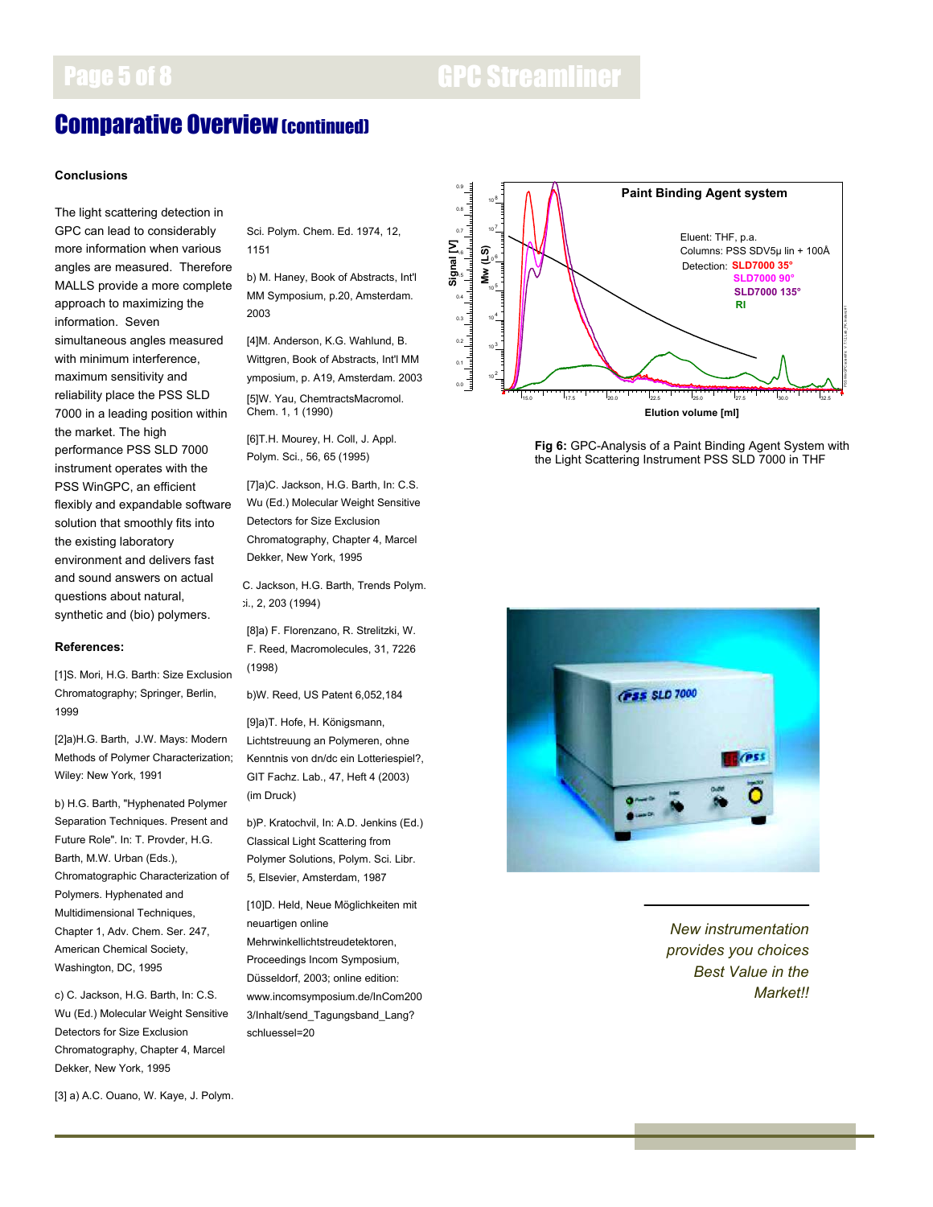## Comparative Overview (continued)

### Conclusions

The light scattering detection in GPC can lead to considerably more information when various angles are measured. Therefore MALLS provide a more complete approach to maximizing the information. Seven simultaneous angles measured with minimum interference, maximum sensitivity and reliability place the PSS SLD 7000 in a leading position within the market. The high performance PSS SLD 7000 instrument operates with the PSS WinGPC, an efficient flexibly and expandable software solution that smoothly fits into the existing laboratory environment and delivers fast and sound answers on actual questions about natural, synthetic and (bio) polymers.

### References:

[1]S. Mori, H.G. Barth: Size Exclusion Chromatography; Springer, Berlin, 1999

[2]a)H.G. Barth, J.W. Mays: Modern Methods of Polymer Characterization; Wiley: New York, 1991

b) H.G. Barth, "Hyphenated Polymer Separation Techniques. Present and Future Role". In: T. Provder, H.G. Barth, M.W. Urban (Eds.), Chromatographic Characterization of Polymers. Hyphenated and Multidimensional Techniques, Chapter 1, Adv. Chem. Ser. 247, American Chemical Society, Washington, DC, 1995

c) C. Jackson, H.G. Barth, In: C.S. Wu (Ed.) Molecular Weight Sensitive Detectors for Size Exclusion Chromatography, Chapter 4, Marcel Dekker, New York, 1995

[3] a) A.C. Ouano, W. Kaye, J. Polym. Sci. Polym. Chem. Ed. 1974, 12, 1151

b) M. Haney, Book of Abstracts, Int'l MM Symposium, p.20, Amsterdam. 2003

[4]M. Anderson, K.G. Wahlund, B. Wittgren, Book of Abstracts, Int'l MM ymposium, p. A19, Amsterdam. 2003

[5]W. Yau, ChemtractsMacromol. Chem. 1, 1 (1990)

[6]T.H. Mourey, H. Coll, J. Appl. Polym. Sci., 56, 65 (1995)

[7]a)C. Jackson, H.G. Barth, In: C.S. Wu (Ed.) Molecular Weight Sensitive Detectors for Size Exclusion Chromatography, Chapter 4, Marcel Dekker, New York, 1995

C. Jackson, H.G. Barth, Trends Polym. Sci., 2, 203 (1994)

[8]a) F. Florenzano, R. Strelitzki, W. F. Reed, Macromolecules, 31, 7226 (1998)

b)W. Reed, US Patent 6,052,184

[9]a)T. Hofe, H. Königsmann, Lichtstreuung an Polymeren, ohne Kenntnis von dn/dc ein Lotteriespiel?, GIT Fachz. Lab., 47, Heft 4 (2003) (im Druck)

b)P. Kratochvil, In: A.D. Jenkins (Ed.) Classical Light Scattering from Polymer Solutions, Polym. Sci. Libr. 5, Elsevier, Amsterdam, 1987

[10]D. Held, Neue Möglichkeiten mit neuartigen online Mehrwinkellichtstreudetektoren, Proceedings Incom Symposium, Düsseldorf, 2003; online edition: www.incomsymposium.de/InCom2003/Inhalt/send_Tagungsband_Lang?schluessel=20

**Fig 6:** GPC-Analysis of a Paint Binding Agent System with the Light Scattering Instrument PSS SLD 7000 in THF

*New instrumentation provides you choices Best Value in the Market!!*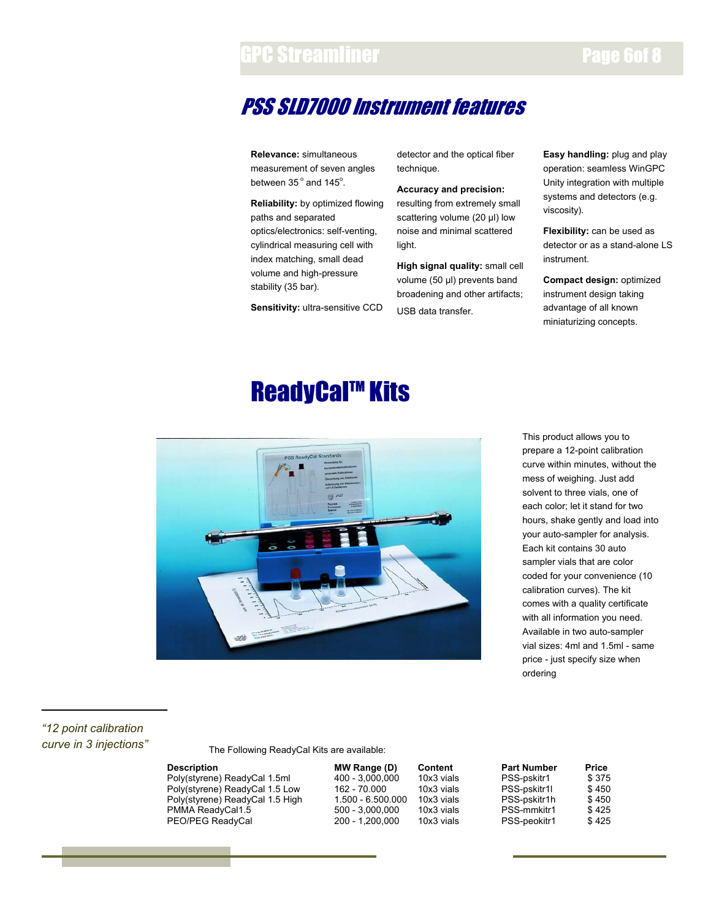## PSS SLD7000 Instrument features

**Relevance:** simultaneous measurement of seven angles between 35° and 145°.

**Reliability:** by optimized flowing paths and separated optics/electronics: self-venting, cylindrical measuring cell with index matching, small dead volume and high-pressure stability (35 bar).

**Sensitivity:** ultra-sensitive CCD detector and the optical fiber technique.

**Accuracy and precision:** resulting from extremely small scattering volume (20 µl) low noise and minimal scattered light.

**High signal quality:** small cell volume (50 µl) prevents band broadening and other artifacts; USB data transfer.

**Easy handling:** plug and play operation: seamless WinGPC Unity integration with multiple systems and detectors (e.g. viscosity).

**Flexibility:** can be used as detector or as a stand-alone LS instrument.

**Compact design:** optimized instrument design taking advantage of all known miniaturizing concepts.

## ReadyCal™ Kits

This product allows you to prepare a 12-point calibration curve within minutes, without the mess of weighing. Just add solvent to three vials, one of each color; let it stand for two hours, shake gently and load into your auto-sampler for analysis. Each kit contains 30 auto sampler vials that are color coded for your convenience (10 calibration curves). The kit comes with a quality certificate with all information you need. Available in two auto-sampler vial sizes: 4ml and 1.5ml - same price - just specify size when ordering

*"12 point calibration curve in 3 injections"*

The Following ReadyCal Kits are available:

| Description | MW Range (D) | Content | Part Number | Price |
|---|---|---|---|---|
| Poly(styrene) ReadyCal 1.5ml | 400 - 3,000,000 | 10x3 vials | PSS-pskitr1 | $ 375 |
| Poly(styrene) ReadyCal 1.5 Low | 162 - 70.000 | 10x3 vials | PSS-pskitr1l | $ 450 |
| Poly(styrene) ReadyCal 1.5 High | 1.500 - 6.500.000 | 10x3 vials | PSS-pskitr1h | $ 450 |
| PMMA ReadyCal1.5 | 500 - 3,000,000 | 10x3 vials | PSS-mmkitr1 | $ 425 |
| PEO/PEG ReadyCal | 200 - 1,200,000 | 10x3 vials | PSS-peokitr1 | $ 425 |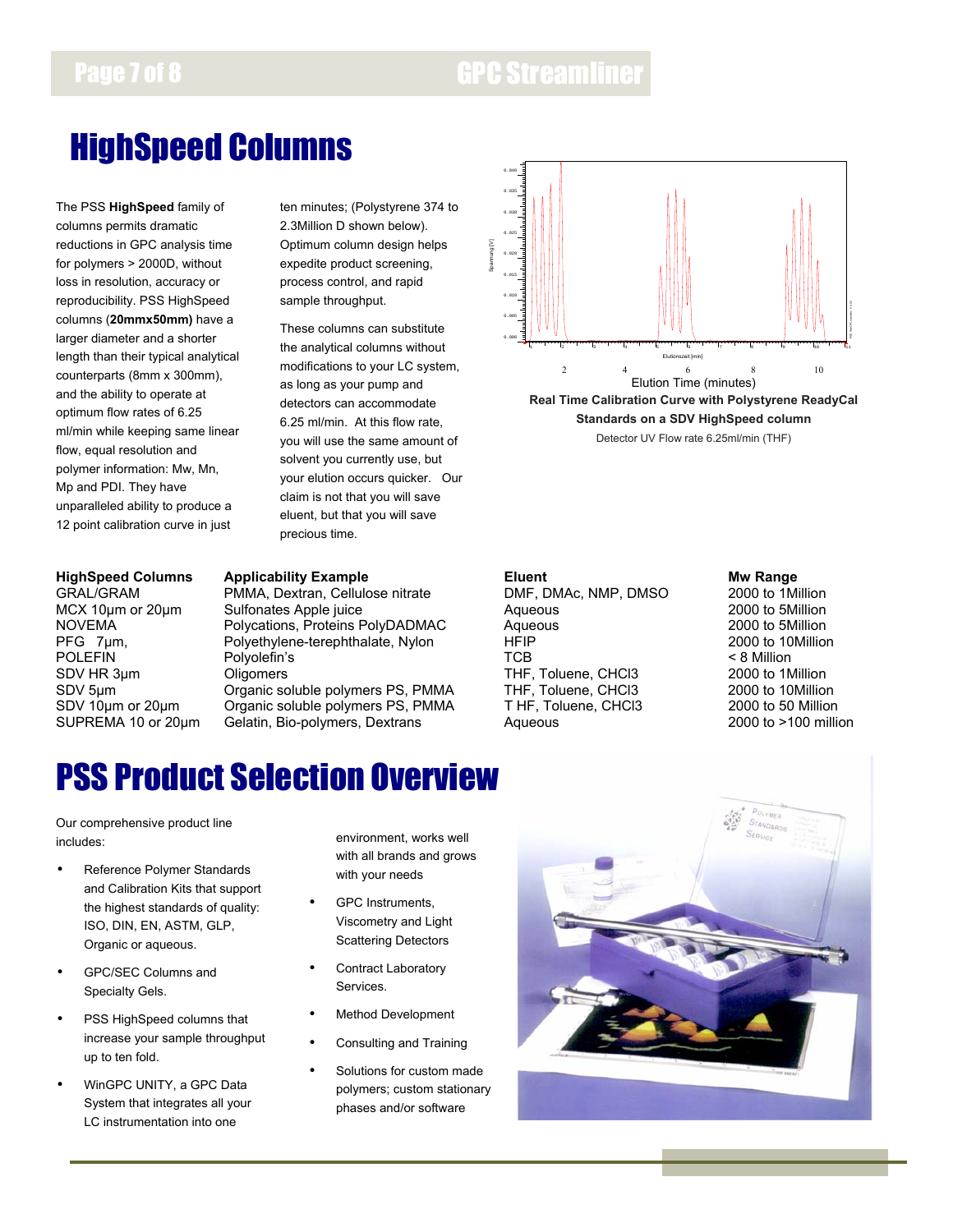# HighSpeed Columns

The PSS **HighSpeed** family of columns permits dramatic reductions in GPC analysis time for polymers > 2000D, without loss in resolution, accuracy or reproducibility. PSS HighSpeed columns (**20mmx50mm)** have a larger diameter and a shorter length than their typical analytical counterparts (8mm x 300mm), and the ability to operate at optimum flow rates of 6.25 ml/min while keeping same linear flow, equal resolution and polymer information: Mw, Mn, Mp and PDI. They have unparalleled ability to produce a 12 point calibration curve in just ten minutes; (Polystyrene 374 to 2.3Million D shown below). Optimum column design helps expedite product screening, process control, and rapid sample throughput.

These columns can substitute the analytical columns without modifications to your LC system, as long as your pump and detectors can accommodate 6.25 ml/min. At this flow rate, you will use the same amount of solvent you currently use, but your elution occurs quicker. Our claim is not that you will save eluent, but that you will save precious time.

Elution Time (minutes)

**Real Time Calibration Curve with Polystyrene ReadyCal Standards on a SDV HighSpeed column**

Detector UV Flow rate 6.25ml/min (THF)

| HighSpeed Columns | Applicability Example | Eluent | Mw Range |
|---|---|---|---|
| GRAL/GRAM | PMMA, Dextran, Cellulose nitrate | DMF, DMAc, NMP, DMSO | 2000 to 1Million |
| MCX 10µm or 20µm | Sulfonates Apple juice | Aqueous | 2000 to 5Million |
| NOVEMA | Polycations, Proteins PolyDADMAC | Aqueous | 2000 to 5Million |
| PFG 7µm, | Polyethylene-terephthalate, Nylon | HFIP | 2000 to 10Million |
| POLEFIN | Polyolefin's | TCB | < 8 Million |
| SDV HR 3µm | Oligomers | THF, Toluene, CHCl3 | 2000 to 1Million |
| SDV 5µm | Organic soluble polymers PS, PMMA | THF, Toluene, CHCl3 | 2000 to 10Million |
| SDV 10µm or 20µm | Organic soluble polymers PS, PMMA | T HF, Toluene, CHCl3 | 2000 to 50 Million |
| SUPREMA 10 or 20µm | Gelatin, Bio-polymers, Dextrans | Aqueous | 2000 to >100 million |

# PSS Product Selection Overview

Our comprehensive product line includes:

- Reference Polymer Standards and Calibration Kits that support the highest standards of quality: ISO, DIN, EN, ASTM, GLP, Organic or aqueous.
- GPC/SEC Columns and Specialty Gels.
- PSS HighSpeed columns that increase your sample throughput up to ten fold.
- WinGPC UNITY, a GPC Data System that integrates all your LC instrumentation into one environment, works well with all brands and grows with your needs
- GPC Instruments, Viscometry and Light Scattering Detectors
- Contract Laboratory Services.
- Method Development
- Consulting and Training
- Solutions for custom made polymers; custom stationary phases and/or software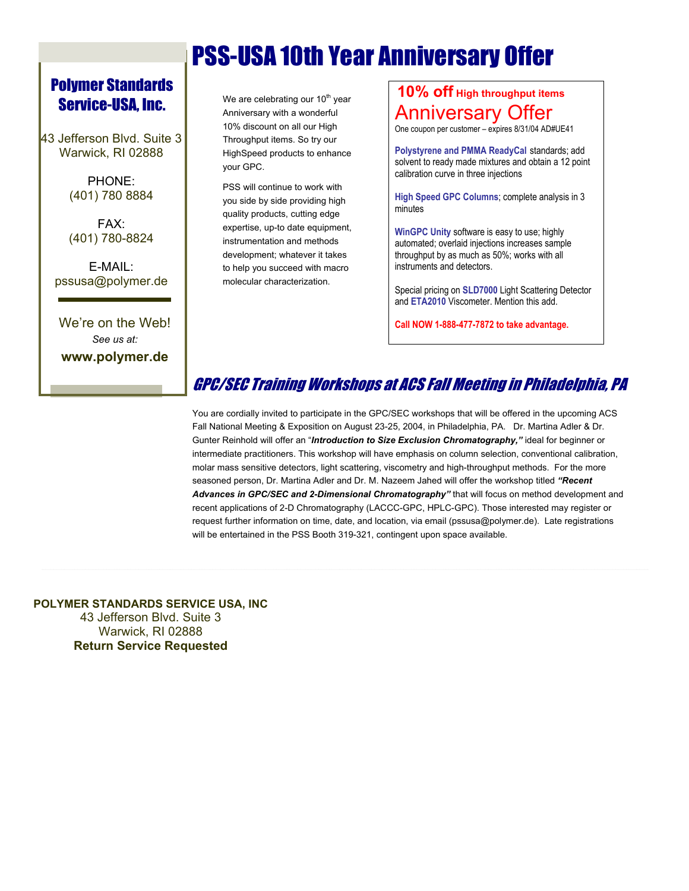# PSS-USA 10th Year Anniversary Offer

**Polymer Standards Service-USA, Inc.**

43 Jefferson Blvd. Suite 3
Warwick, RI 02888

PHONE:
(401) 780 8884

FAX:
(401) 780-8824

E-MAIL:
pssusa@polymer.de

We're on the Web!
*See us at:*
**www.polymer.de**

We are celebrating our 10th year Anniversary with a wonderful 10% discount on all our High Throughput items. So try our HighSpeed products to enhance your GPC.

PSS will continue to work with you side by side providing high quality products, cutting edge expertise, up-to date equipment, instrumentation and methods development; whatever it takes to help you succeed with macro molecular characterization.

**10% off High throughput items**

**Anniversary Offer**

One coupon per customer – expires 8/31/04 AD#UE41

**Polystyrene and PMMA ReadyCal** standards; add solvent to ready made mixtures and obtain a 12 point calibration curve in three injections

**High Speed GPC Columns**; complete analysis in 3 minutes

**WinGPC Unity** software is easy to use; highly automated; overlaid injections increases sample throughput by as much as 50%; works with all instruments and detectors.

Special pricing on **SLD7000** Light Scattering Detector and **ETA2010** Viscometer. Mention this add.

**Call NOW 1-888-477-7872 to take advantage.**

## *GPC/SEC Training Workshops at ACS Fall Meeting in Philadelphia, PA*

You are cordially invited to participate in the GPC/SEC workshops that will be offered in the upcoming ACS Fall National Meeting & Exposition on August 23-25, 2004, in Philadelphia, PA. Dr. Martina Adler & Dr. Gunter Reinhold will offer an "***Introduction to Size Exclusion Chromatography,"*** ideal for beginner or intermediate practitioners. This workshop will have emphasis on column selection, conventional calibration, molar mass sensitive detectors, light scattering, viscometry and high-throughput methods. For the more seasoned person, Dr. Martina Adler and Dr. M. Nazeem Jahed will offer the workshop titled ***"Recent Advances in GPC/SEC and 2-Dimensional Chromatography"*** that will focus on method development and recent applications of 2-D Chromatography (LACCC-GPC, HPLC-GPC). Those interested may register or request further information on time, date, and location, via email (pssusa@polymer.de). Late registrations will be entertained in the PSS Booth 319-321, contingent upon space available.

**POLYMER STANDARDS SERVICE USA, INC**
43 Jefferson Blvd. Suite 3
Warwick, RI 02888
**Return Service Requested**